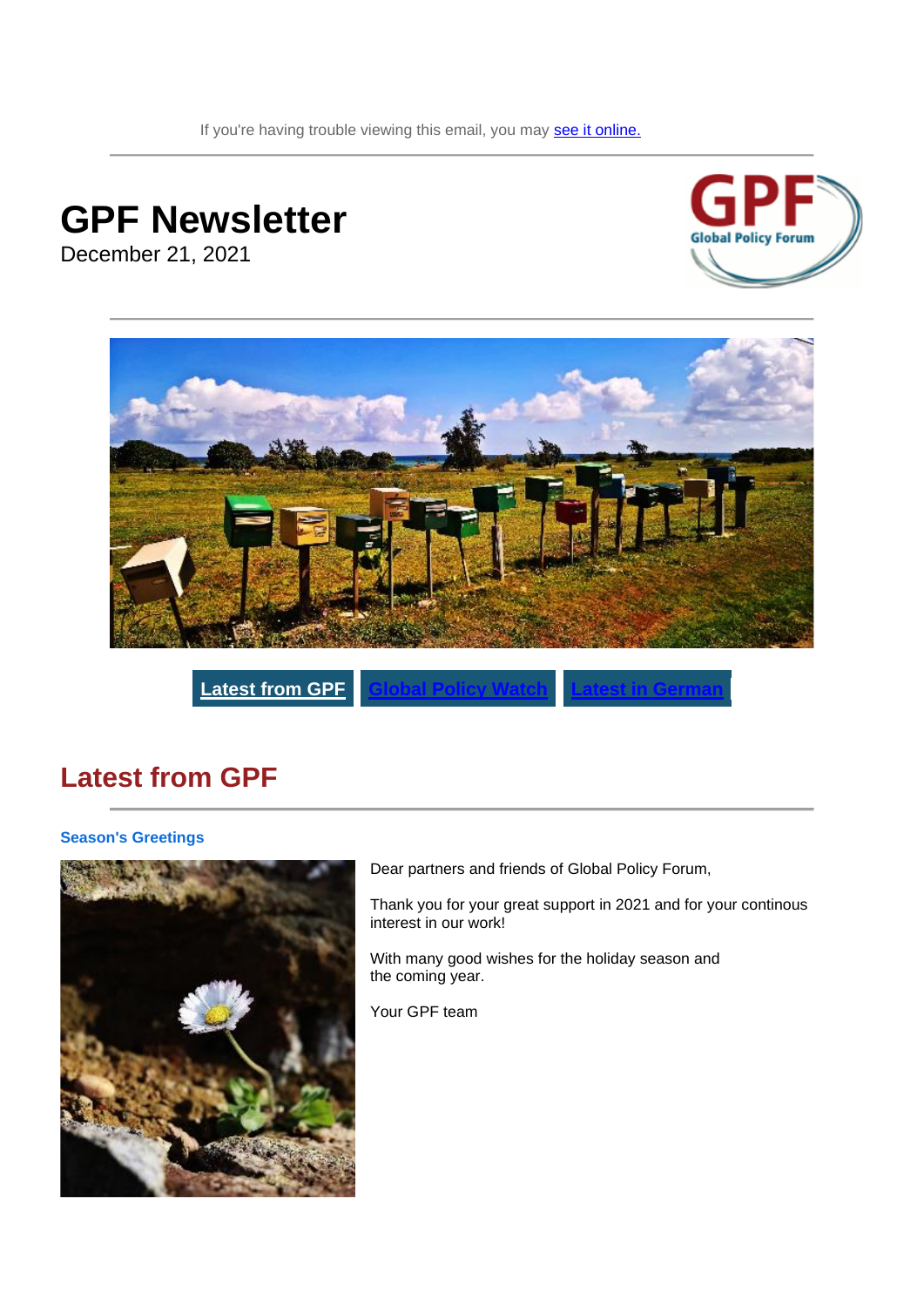If you're having trouble viewing this email, you may see it online.

# GPF Newsletter

December 21, 2021

Latest from GPF | Global Policy Watch | Latest in German

## Latest from GPF

### Season's Greetings

Dear partners and friends of Global Policy Forum,

Thank you for your great support in 2021 and for your continous interest in our work!

With many good wishes for the holiday season and the coming year.

Your GPF team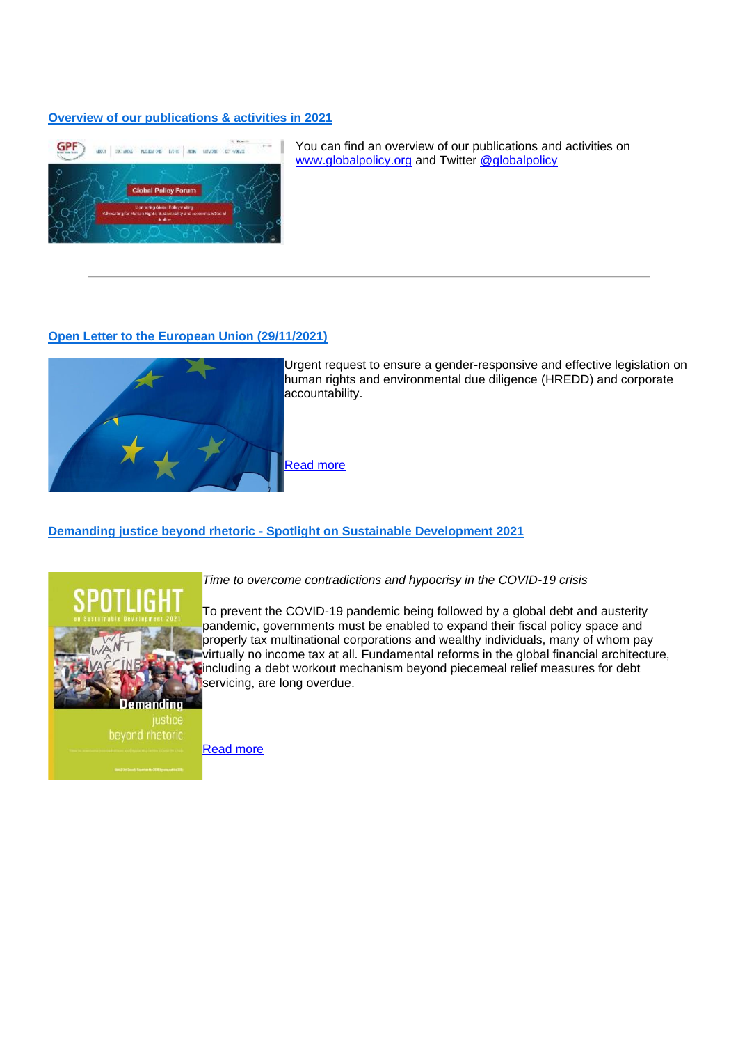### [Overview of our publications & activities in 2021]

You can find an overview of our publications and activities on www.globalpolicy.org and Twitter @globalpolicy

---

### [Open Letter to the European Union (29/11/2021)]

Urgent request to ensure a gender-responsive and effective legislation on human rights and environmental due diligence (HREDD) and corporate accountability.

Read more

### [Demanding justice beyond rhetoric - Spotlight on Sustainable Development 2021]

*Time to overcome contradictions and hypocrisy in the COVID-19 crisis*

To prevent the COVID-19 pandemic being followed by a global debt and austerity pandemic, governments must be enabled to expand their fiscal policy space and properly tax multinational corporations and wealthy individuals, many of whom pay virtually no income tax at all. Fundamental reforms in the global financial architecture, including a debt workout mechanism beyond piecemeal relief measures for debt servicing, are long overdue.

Read more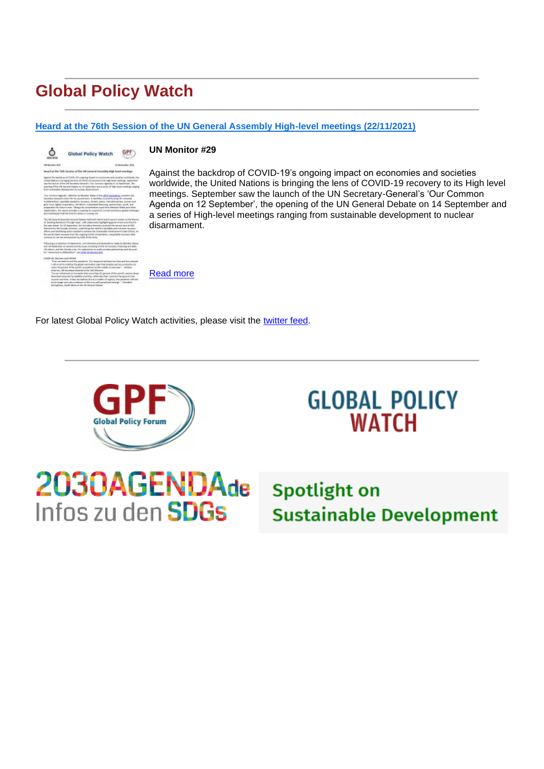# Global Policy Watch

**Heard at the 76th Session of the UN General Assembly High-level meetings (22/11/2021)**

**UN Monitor #29**

Against the backdrop of COVID-19's ongoing impact on economies and societies worldwide, the United Nations is bringing the lens of COVID-19 recovery to its High level meetings. September saw the launch of the UN Secretary-General's 'Our Common Agenda on 12 September', the opening of the UN General Debate on 14 September and a series of High-level meetings ranging from sustainable development to nuclear disarmament.

Read more

For latest Global Policy Watch activities, please visit the twitter feed.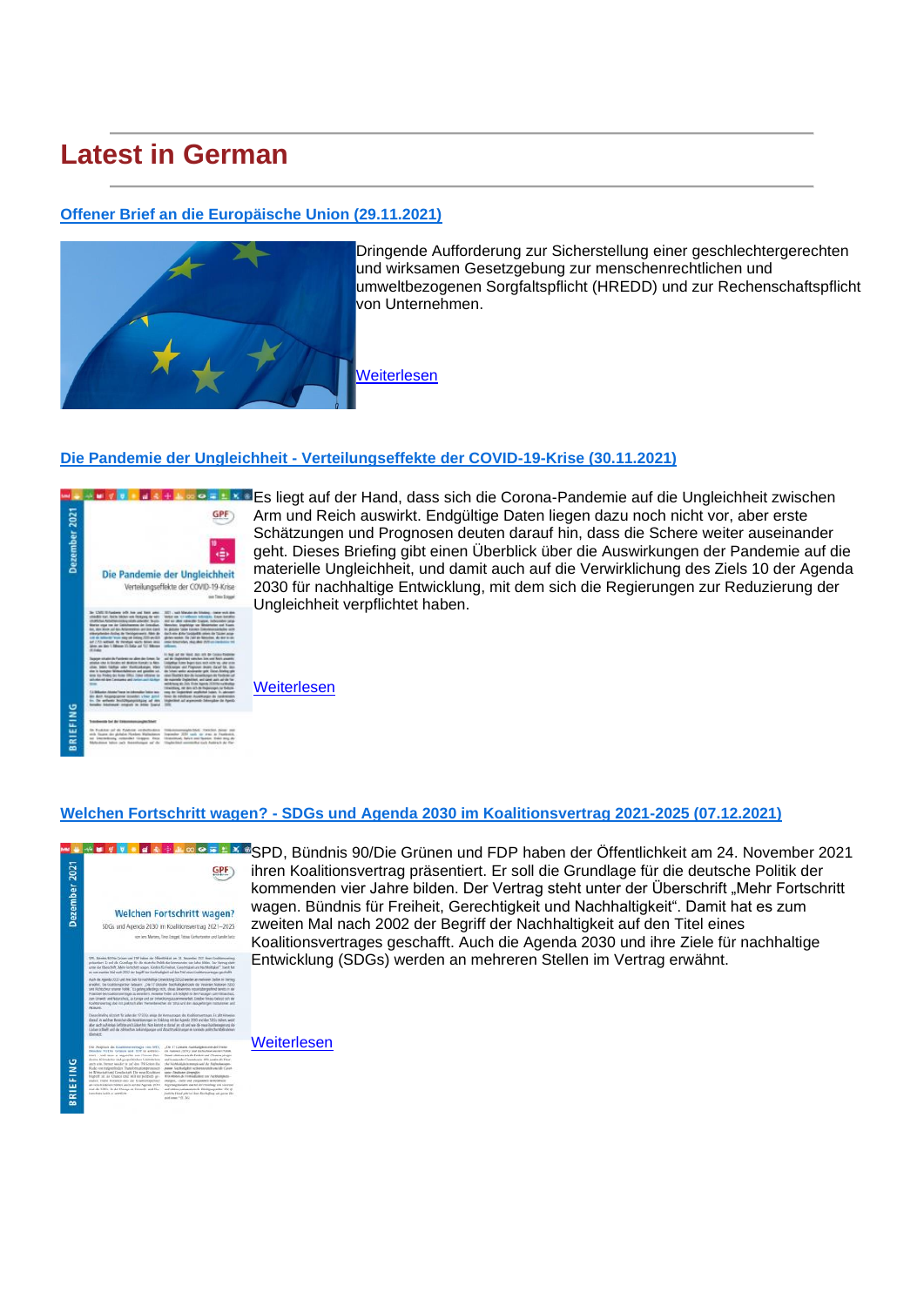## Latest in German

### [Offener Brief an die Europäische Union (29.11.2021)]

Dringende Aufforderung zur Sicherstellung einer geschlechtergerechten und wirksamen Gesetzgebung zur menschenrechtlichen und umweltbezogenen Sorgfaltspflicht (HREDD) und zur Rechenschaftspflicht von Unternehmen.

Weiterlesen

### [Die Pandemie der Ungleichheit - Verteilungseffekte der COVID-19-Krise (30.11.2021)]

Es liegt auf der Hand, dass sich die Corona-Pandemie auf die Ungleichheit zwischen Arm und Reich auswirkt. Endgültige Daten liegen dazu noch nicht vor, aber erste Schätzungen und Prognosen deuten darauf hin, dass die Schere weiter auseinander geht. Dieses Briefing gibt einen Überblick über die Auswirkungen der Pandemie auf die materielle Ungleichheit, und damit auch auf die Verwirklichung des Ziels 10 der Agenda 2030 für nachhaltige Entwicklung, mit dem sich die Regierungen zur Reduzierung der Ungleichheit verpflichtet haben.

Weiterlesen

### [Welchen Fortschritt wagen? - SDGs und Agenda 2030 im Koalitionsvertrag 2021-2025 (07.12.2021)]

SPD, Bündnis 90/Die Grünen und FDP haben der Öffentlichkeit am 24. November 2021 ihren Koalitionsvertrag präsentiert. Er soll die Grundlage für die deutsche Politik der kommenden vier Jahre bilden. Der Vertrag steht unter der Überschrift „Mehr Fortschritt wagen. Bündnis für Freiheit, Gerechtigkeit und Nachhaltigkeit". Damit hat es zum zweiten Mal nach 2002 der Begriff der Nachhaltigkeit auf den Titel eines Koalitionsvertrages geschafft. Auch die Agenda 2030 und ihre Ziele für nachhaltige Entwicklung (SDGs) werden an mehreren Stellen im Vertrag erwähnt.

Weiterlesen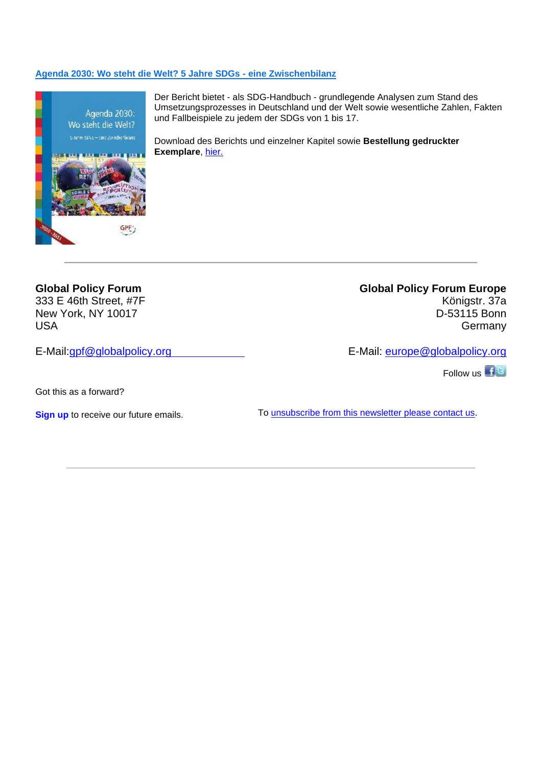**Agenda 2030: Wo steht die Welt? 5 Jahre SDGs - eine Zwischenbilanz**

Der Bericht bietet - als SDG-Handbuch - grundlegende Analysen zum Stand des Umsetzungsprozesses in Deutschland und der Welt sowie wesentliche Zahlen, Fakten und Fallbeispiele zu jedem der SDGs von 1 bis 17.

Download des Berichts und einzelner Kapitel sowie **Bestellung gedruckter Exemplare**, hier.

---

**Global Policy Forum**
333 E 46th Street, #7F
New York, NY 10017
USA

E-Mail:gpf@globalpolicy.org

**Global Policy Forum Europe**
Königstr. 37a
D-53115 Bonn
Germany

E-Mail: europe@globalpolicy.org

Follow us

Got this as a forward?

**Sign up** to receive our future emails.

To unsubscribe from this newsletter please contact us.